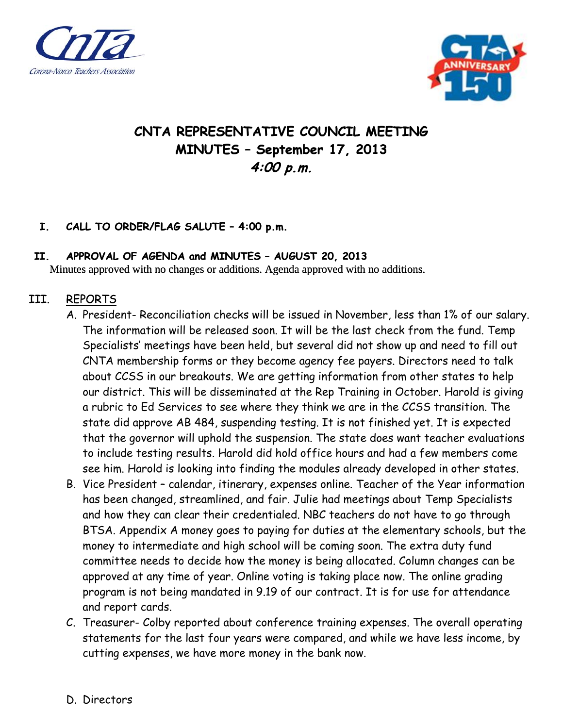# CNTA REPRESENTATIVE COUNCIL MEETING
## MINUTES – September 17, 2013
### *4:00 p.m.*

**I. CALL TO ORDER/FLAG SALUTE – 4:00 p.m.**

**II. APPROVAL OF AGENDA and MINUTES – AUGUST 20, 2013**

Minutes approved with no changes or additions. Agenda approved with no additions.

**III. REPORTS**

A. President- Reconciliation checks will be issued in November, less than 1% of our salary. The information will be released soon. It will be the last check from the fund. Temp Specialists' meetings have been held, but several did not show up and need to fill out CNTA membership forms or they become agency fee payers. Directors need to talk about CCSS in our breakouts. We are getting information from other states to help our district. This will be disseminated at the Rep Training in October. Harold is giving a rubric to Ed Services to see where they think we are in the CCSS transition. The state did approve AB 484, suspending testing. It is not finished yet. It is expected that the governor will uphold the suspension. The state does want teacher evaluations to include testing results. Harold did hold office hours and had a few members come see him. Harold is looking into finding the modules already developed in other states.

B. Vice President – calendar, itinerary, expenses online. Teacher of the Year information has been changed, streamlined, and fair. Julie had meetings about Temp Specialists and how they can clear their credentialed. NBC teachers do not have to go through BTSA. Appendix A money goes to paying for duties at the elementary schools, but the money to intermediate and high school will be coming soon. The extra duty fund committee needs to decide how the money is being allocated. Column changes can be approved at any time of year. Online voting is taking place now. The online grading program is not being mandated in 9.19 of our contract. It is for use for attendance and report cards.

C. Treasurer- Colby reported about conference training expenses. The overall operating statements for the last four years were compared, and while we have less income, by cutting expenses, we have more money in the bank now.

D. Directors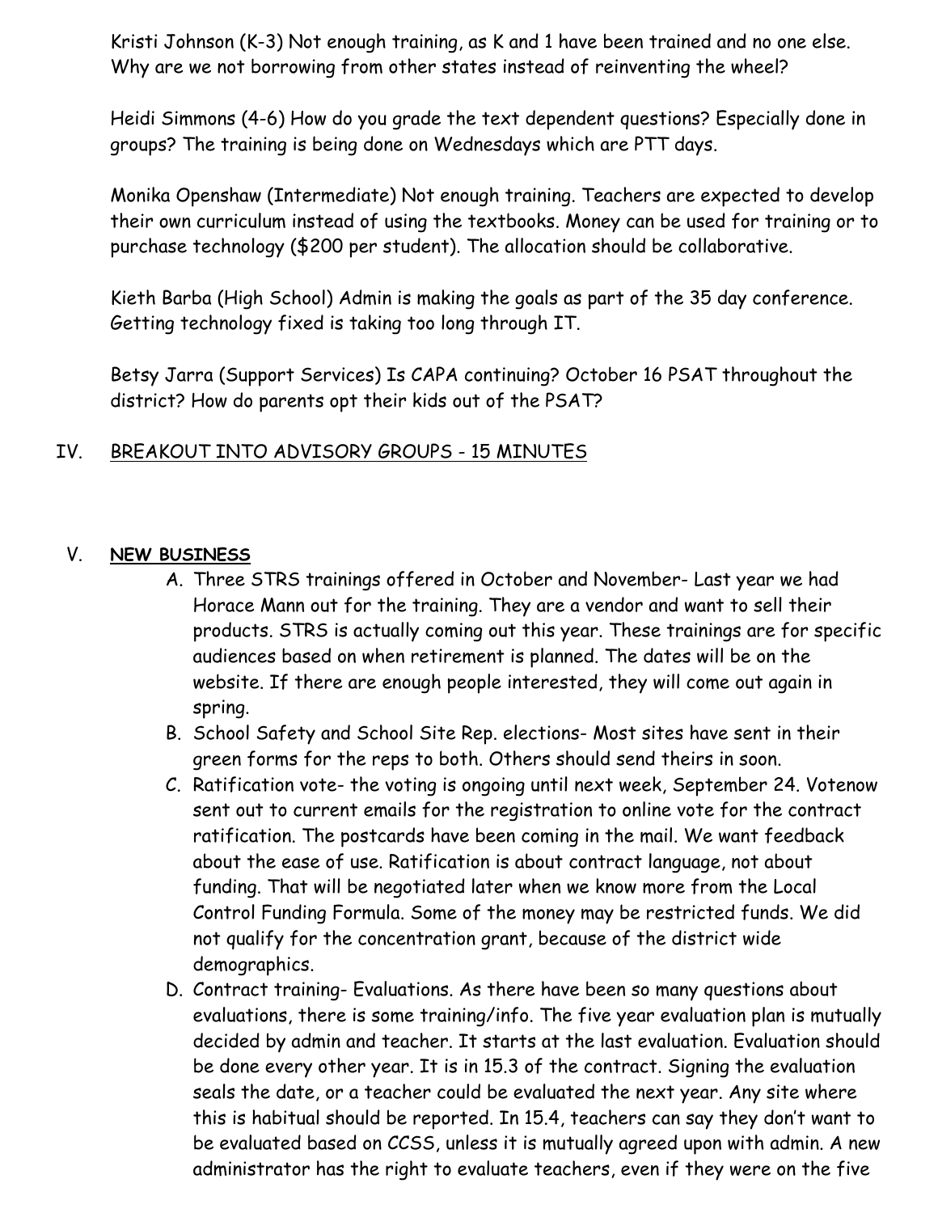Kristi Johnson (K-3) Not enough training, as K and 1 have been trained and no one else. Why are we not borrowing from other states instead of reinventing the wheel?

Heidi Simmons (4-6) How do you grade the text dependent questions? Especially done in groups? The training is being done on Wednesdays which are PTT days.

Monika Openshaw (Intermediate) Not enough training. Teachers are expected to develop their own curriculum instead of using the textbooks. Money can be used for training or to purchase technology ($200 per student). The allocation should be collaborative.

Kieth Barba (High School) Admin is making the goals as part of the 35 day conference. Getting technology fixed is taking too long through IT.

Betsy Jarra (Support Services) Is CAPA continuing? October 16 PSAT throughout the district? How do parents opt their kids out of the PSAT?

## IV. BREAKOUT INTO ADVISORY GROUPS - 15 MINUTES

## V. **NEW BUSINESS**

A. Three STRS trainings offered in October and November- Last year we had Horace Mann out for the training. They are a vendor and want to sell their products. STRS is actually coming out this year. These trainings are for specific audiences based on when retirement is planned. The dates will be on the website. If there are enough people interested, they will come out again in spring.

B. School Safety and School Site Rep. elections- Most sites have sent in their green forms for the reps to both. Others should send theirs in soon.

C. Ratification vote- the voting is ongoing until next week, September 24. Votenow sent out to current emails for the registration to online vote for the contract ratification. The postcards have been coming in the mail. We want feedback about the ease of use. Ratification is about contract language, not about funding. That will be negotiated later when we know more from the Local Control Funding Formula. Some of the money may be restricted funds. We did not qualify for the concentration grant, because of the district wide demographics.

D. Contract training- Evaluations. As there have been so many questions about evaluations, there is some training/info. The five year evaluation plan is mutually decided by admin and teacher. It starts at the last evaluation. Evaluation should be done every other year. It is in 15.3 of the contract. Signing the evaluation seals the date, or a teacher could be evaluated the next year. Any site where this is habitual should be reported. In 15.4, teachers can say they don't want to be evaluated based on CCSS, unless it is mutually agreed upon with admin. A new administrator has the right to evaluate teachers, even if they were on the five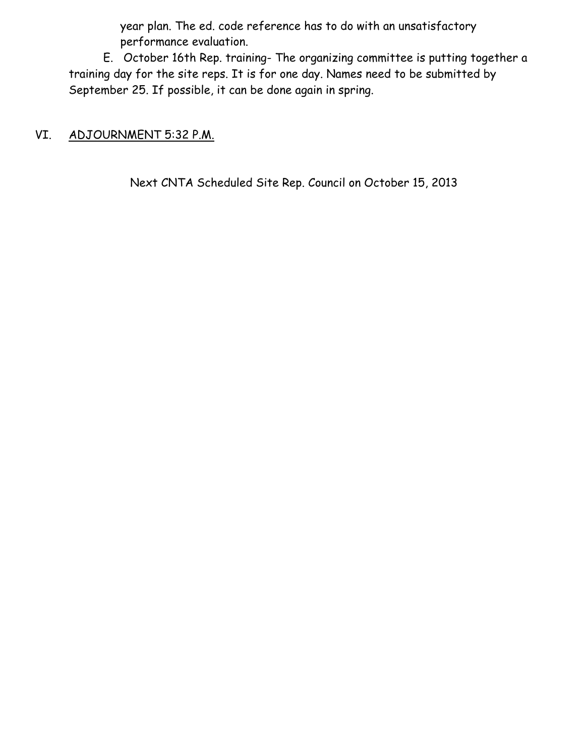year plan. The ed. code reference has to do with an unsatisfactory performance evaluation.

E. October 16th Rep. training- The organizing committee is putting together a training day for the site reps. It is for one day. Names need to be submitted by September 25. If possible, it can be done again in spring.

VI. <u>ADJOURNMENT 5:32 P.M.</u>

Next CNTA Scheduled Site Rep. Council on October 15, 2013